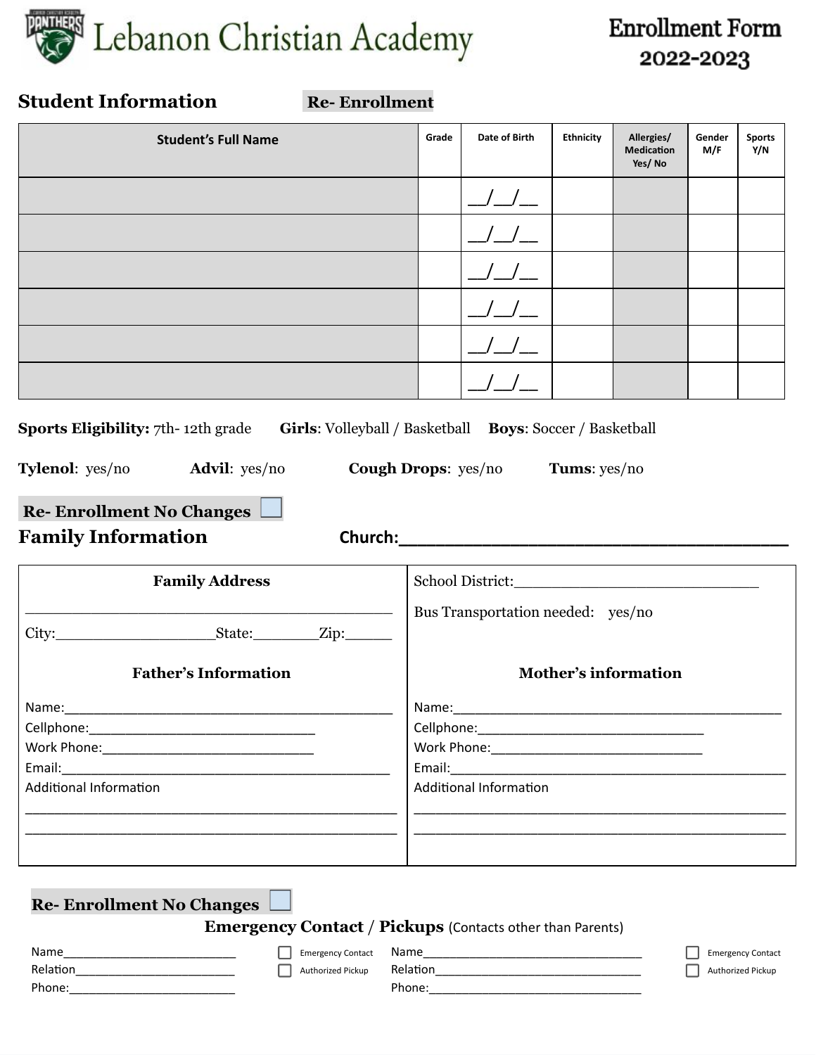# Lebanon Christian Academy

**Enrollment Form**
**2022-2023**

## Student Information

**Re- Enrollment**

| Student's Full Name | Grade | Date of Birth | Ethnicity | Allergies/ Medication Yes/ No | Gender M/F | Sports Y/N |
|---|---|---|---|---|---|---|
| | | __/__/__ | | | | |
| | | __/__/__ | | | | |
| | | __/__/__ | | | | |
| | | __/__/__ | | | | |
| | | __/__/__ | | | | |
| | | __/__/__ | | | | |

**Sports Eligibility:** 7th- 12th grade **Girls**: Volleyball / Basketball **Boys**: Soccer / Basketball

**Tylenol**: yes/no **Advil**: yes/no **Cough Drops**: yes/no **Tums**: yes/no

**Re- Enrollment No Changes** ☐

## Family Information

**Church:**___________________________________

**Family Address**

_________________________________________

City:__________________State:________Zip:______

School District:___________________________

Bus Transportation needed: yes/no

**Father's Information**

Name:___________________________________________
Cellphone:______________________________
Work Phone:____________________________
Email:__________________________________________
Additional Information
_______________________________________________
_______________________________________________

**Mother's information**

Name:___________________________________________
Cellphone:______________________________
Work Phone:____________________________
Email:__________________________________________
Additional Information
_______________________________________________
_______________________________________________

**Re- Enrollment No Changes** ☐

### Emergency Contact / Pickups (Contacts other than Parents)

Name_________________________ ☐ Emergency Contact
Relation_______________________ ☐ Authorized Pickup
Phone:_________________________

Name________________________________ ☐ Emergency Contact
Relation______________________________ ☐ Authorized Pickup
Phone:________________________________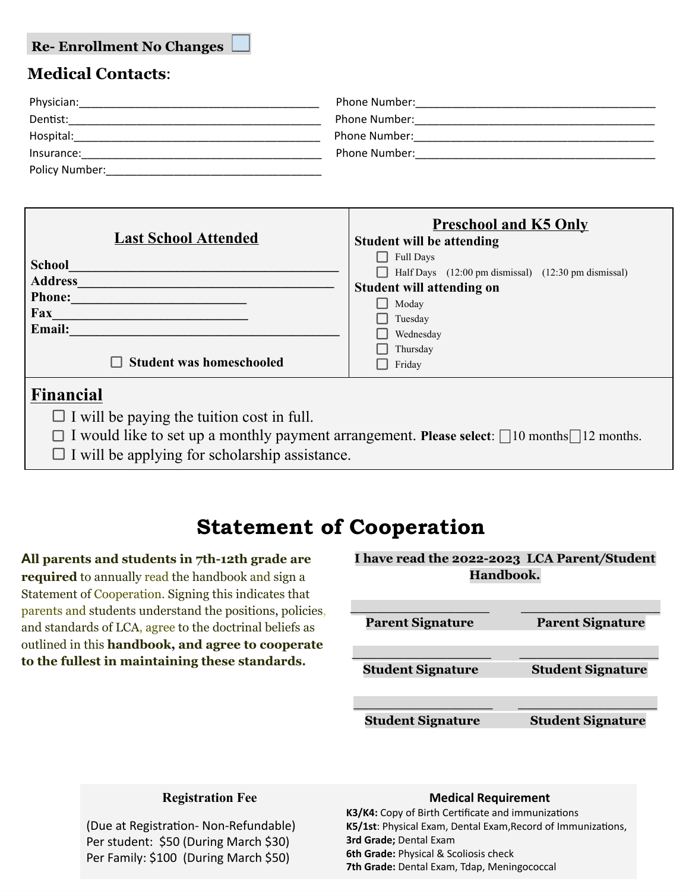**Re- Enrollment No Changes** ☐

## Medical Contacts:

Physician:________________________________________ Phone Number:________________________________________

Dentist:________________________________________ Phone Number:________________________________________

Hospital:________________________________________ Phone Number:________________________________________

Insurance:________________________________________ Phone Number:________________________________________

Policy Number:____________________________________

### Last School Attended

**School**________________________________________

**Address**________________________________________

**Phone:**__________________________

**Fax**______________________________

**Email:**________________________________________

☐ **Student was homeschooled**

### Preschool and K5 Only

**Student will be attending**

- ☐ Full Days
- ☐ Half Days (12:00 pm dismissal) (12:30 pm dismissal)

**Student will attending on**

- ☐ Moday
- ☐ Tuesday
- ☐ Wednesday
- ☐ Thursday
- ☐ Friday

### Financial

- ☐ I will be paying the tuition cost in full.
- ☐ I would like to set up a monthly payment arrangement. **Please select**: ☐10 months☐12 months.
- ☐ I will be applying for scholarship assistance.

# Statement of Cooperation

**All parents and students in 7th-12th grade are required** to annually read the handbook and sign a Statement of Cooperation. Signing this indicates that parents and students understand the positions, policies, and standards of LCA, agree to the doctrinal beliefs as outlined in this **handbook, and agree to cooperate to the fullest in maintaining these standards.**

**I have read the 2022-2023 LCA Parent/Student Handbook.**

| | |
|---|---|
| ____________________ **Parent Signature** | ____________________ **Parent Signature** |
| ____________________ **Student Signature** | ____________________ **Student Signature** |
| ____________________ **Student Signature** | ____________________ **Student Signature** |

**Registration Fee**

(Due at Registration- Non-Refundable)
Per student: $50 (During March $30)
Per Family: $100 (During March $50)

**Medical Requirement**

**K3/K4:** Copy of Birth Certificate and immunizations
**K5/1st**: Physical Exam, Dental Exam,Record of Immunizations,
**3rd Grade;** Dental Exam
**6th Grade:** Physical & Scoliosis check
**7th Grade:** Dental Exam, Tdap, Meningococcal